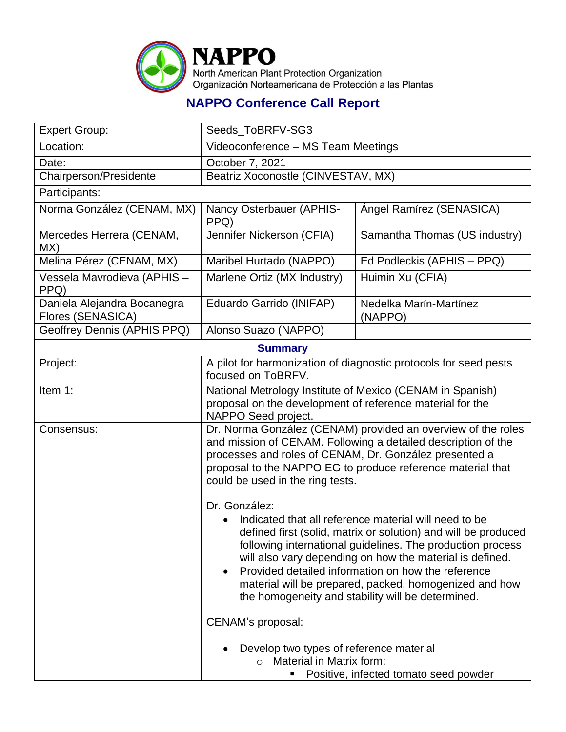**NAPPO**
North American Plant Protection Organization
Organización Norteamericana de Protección a las Plantas

## NAPPO Conference Call Report

| | | |
|---|---|---|
| Expert Group: | Seeds_ToBRFV-SG3 | |
| Location: | Videoconference – MS Team Meetings | |
| Date: | October 7, 2021 | |
| Chairperson/Presidente | Beatriz Xoconostle (CINVESTAV, MX) | |
| Participants: | | |
| Norma González (CENAM, MX) | Nancy Osterbauer (APHIS-PPQ) | Ángel Ramírez (SENASICA) |
| Mercedes Herrera (CENAM, MX) | Jennifer Nickerson (CFIA) | Samantha Thomas (US industry) |
| Melina Pérez (CENAM, MX) | Maribel Hurtado (NAPPO) | Ed Podleckis (APHIS – PPQ) |
| Vessela Mavrodieva (APHIS – PPQ) | Marlene Ortiz (MX Industry) | Huimin Xu (CFIA) |
| Daniela Alejandra Bocanegra Flores (SENASICA) | Eduardo Garrido (INIFAP) | Nedelka Marín-Martínez (NAPPO) |
| Geoffrey Dennis (APHIS PPQ) | Alonso Suazo (NAPPO) | |

**Summary**

| | |
|---|---|
| Project: | A pilot for harmonization of diagnostic protocols for seed pests focused on ToBRFV. |
| Item 1: | National Metrology Institute of Mexico (CENAM in Spanish) proposal on the development of reference material for the NAPPO Seed project. |
| Consensus: | Dr. Norma González (CENAM) provided an overview of the roles and mission of CENAM. Following a detailed description of the processes and roles of CENAM, Dr. González presented a proposal to the NAPPO EG to produce reference material that could be used in the ring tests.<br><br>Dr. González:<br>• Indicated that all reference material will need to be defined first (solid, matrix or solution) and will be produced following international guidelines. The production process will also vary depending on how the material is defined.<br>• Provided detailed information on how the reference material will be prepared, packed, homogenized and how the homogeneity and stability will be determined.<br><br>CENAM's proposal:<br><br>• Develop two types of reference material<br>  ○ Material in Matrix form:<br>    ▪ Positive, infected tomato seed powder |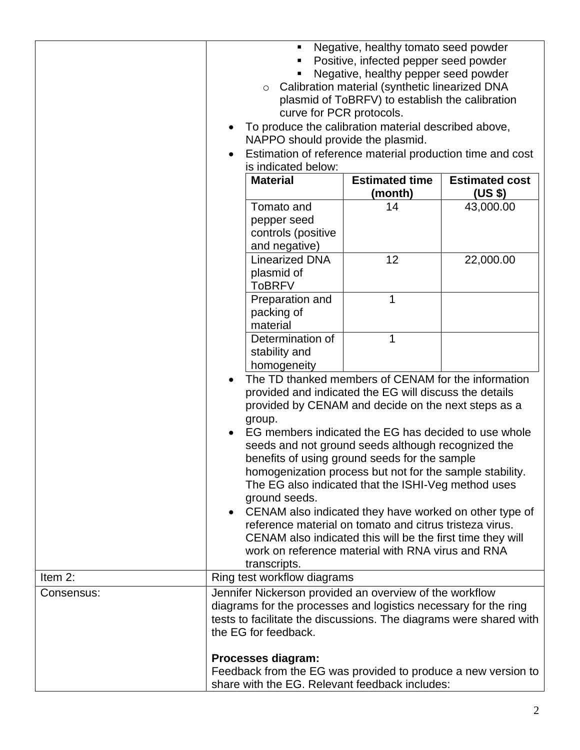| | |
|---|---|
| | - Negative, healthy tomato seed powder<br>- Positive, infected pepper seed powder<br>- Negative, healthy pepper seed powder<br>o Calibration material (synthetic linearized DNA plasmid of ToBRFV) to establish the calibration curve for PCR protocols.<br><br>- To produce the calibration material described above, NAPPO should provide the plasmid.<br>- Estimation of reference material production time and cost is indicated below:<br><br>**Material** / **Estimated time (month)** / **Estimated cost (US $)**<br>Tomato and pepper seed controls (positive and negative) / 14 / 43,000.00<br>Linearized DNA plasmid of ToBRFV / 12 / 22,000.00<br>Preparation and packing of material / 1 /<br>Determination of stability and homogeneity / 1 /<br><br>- The TD thanked members of CENAM for the information provided and indicated the EG will discuss the details provided by CENAM and decide on the next steps as a group.<br>- EG members indicated the EG has decided to use whole seeds and not ground seeds although recognized the benefits of using ground seeds for the sample homogenization process but not for the sample stability. The EG also indicated that the ISHI-Veg method uses ground seeds.<br>- CENAM also indicated they have worked on other type of reference material on tomato and citrus tristeza virus. CENAM also indicated this will be the first time they will work on reference material with RNA virus and RNA transcripts. |
| Item 2: | Ring test workflow diagrams |
| Consensus: | Jennifer Nickerson provided an overview of the workflow diagrams for the processes and logistics necessary for the ring tests to facilitate the discussions. The diagrams were shared with the EG for feedback.<br><br>**Processes diagram:**<br>Feedback from the EG was provided to produce a new version to share with the EG. Relevant feedback includes: |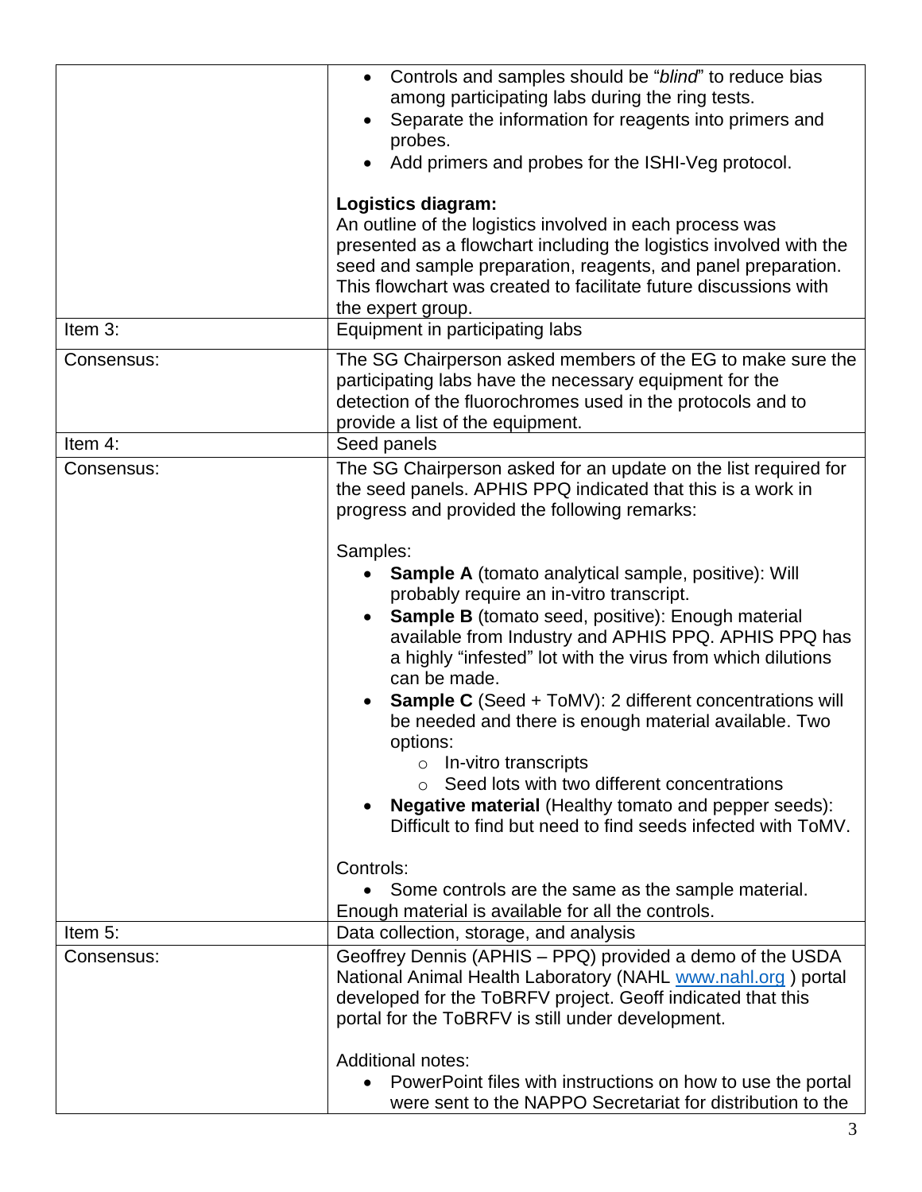| | |
|---|---|
| | <ul><li>Controls and samples should be "*blind*" to reduce bias among participating labs during the ring tests.</li><li>Separate the information for reagents into primers and probes.</li><li>Add primers and probes for the ISHI-Veg protocol.</li></ul><br>**Logistics diagram:**<br>An outline of the logistics involved in each process was presented as a flowchart including the logistics involved with the seed and sample preparation, reagents, and panel preparation. This flowchart was created to facilitate future discussions with the expert group. |
| Item 3: | Equipment in participating labs |
| Consensus: | The SG Chairperson asked members of the EG to make sure the participating labs have the necessary equipment for the detection of the fluorochromes used in the protocols and to provide a list of the equipment. |
| Item 4: | Seed panels |
| Consensus: | The SG Chairperson asked for an update on the list required for the seed panels. APHIS PPQ indicated that this is a work in progress and provided the following remarks:<br><br>Samples:<ul><li>**Sample A** (tomato analytical sample, positive): Will probably require an in-vitro transcript.</li><li>**Sample B** (tomato seed, positive): Enough material available from Industry and APHIS PPQ. APHIS PPQ has a highly "infested" lot with the virus from which dilutions can be made.</li><li>**Sample C** (Seed + ToMV): 2 different concentrations will be needed and there is enough material available. Two options:<ul><li>In-vitro transcripts</li><li>Seed lots with two different concentrations</li></ul></li><li>**Negative material** (Healthy tomato and pepper seeds): Difficult to find but need to find seeds infected with ToMV.</li></ul><br>Controls:<ul><li>Some controls are the same as the sample material.</li></ul>Enough material is available for all the controls. |
| Item 5: | Data collection, storage, and analysis |
| Consensus: | Geoffrey Dennis (APHIS – PPQ) provided a demo of the USDA National Animal Health Laboratory (NAHL [www.nahl.org](www.nahl.org) ) portal developed for the ToBRFV project. Geoff indicated that this portal for the ToBRFV is still under development.<br><br>Additional notes:<ul><li>PowerPoint files with instructions on how to use the portal were sent to the NAPPO Secretariat for distribution to the</li></ul> |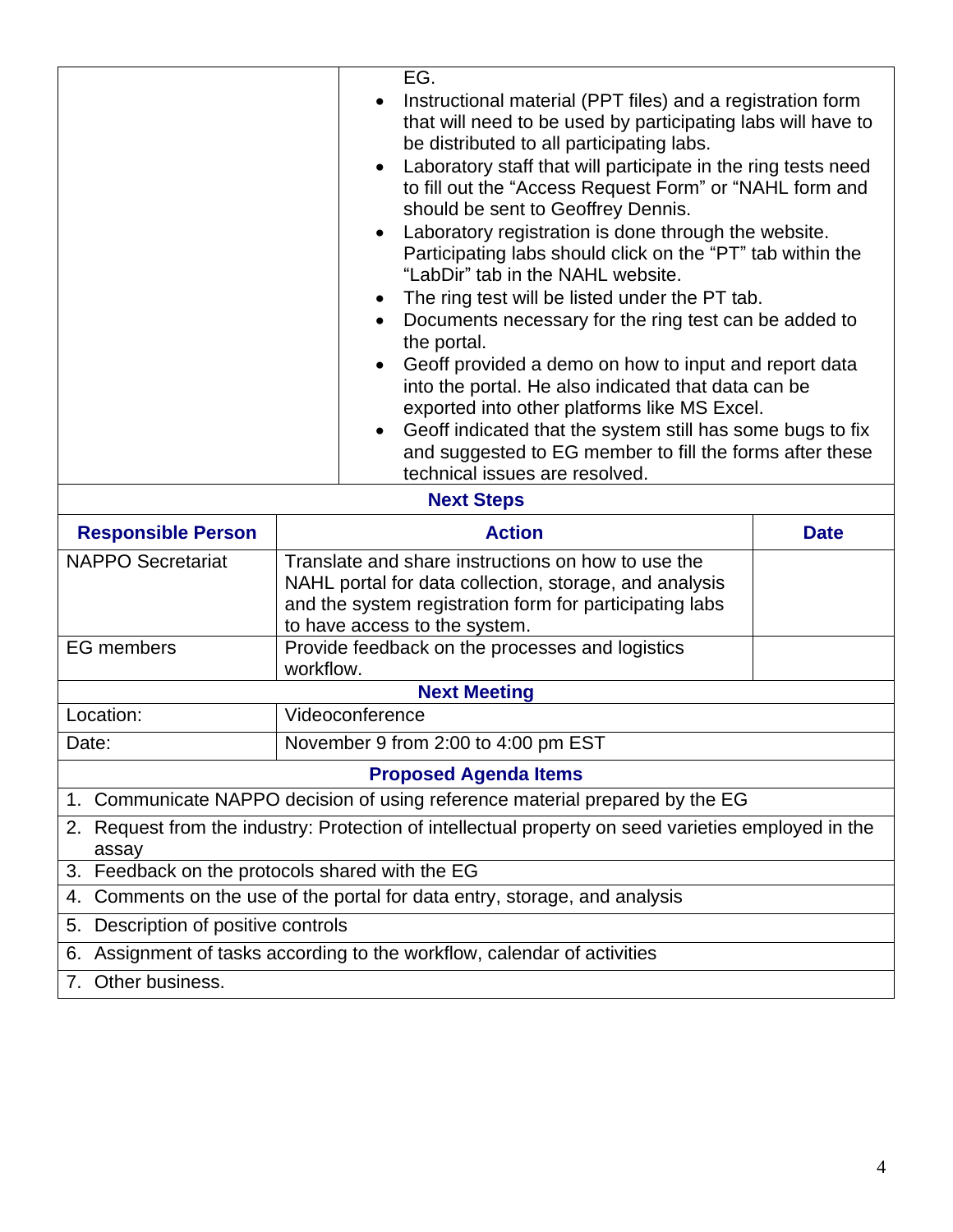| | |
|---|---|
| | EG.<br>• Instructional material (PPT files) and a registration form that will need to be used by participating labs will have to be distributed to all participating labs.<br>• Laboratory staff that will participate in the ring tests need to fill out the "Access Request Form" or "NAHL form and should be sent to Geoffrey Dennis.<br>• Laboratory registration is done through the website. Participating labs should click on the "PT" tab within the "LabDir" tab in the NAHL website.<br>• The ring test will be listed under the PT tab.<br>• Documents necessary for the ring test can be added to the portal.<br>• Geoff provided a demo on how to input and report data into the portal. He also indicated that data can be exported into other platforms like MS Excel.<br>• Geoff indicated that the system still has some bugs to fix and suggested to EG member to fill the forms after these technical issues are resolved. |

**Next Steps**

| Responsible Person | Action | Date |
|---|---|---|
| NAPPO Secretariat | Translate and share instructions on how to use the NAHL portal for data collection, storage, and analysis and the system registration form for participating labs to have access to the system. | |
| EG members | Provide feedback on the processes and logistics workflow. | |

**Next Meeting**

| | |
|---|---|
| Location: | Videoconference |
| Date: | November 9 from 2:00 to 4:00 pm EST |

**Proposed Agenda Items**

1. Communicate NAPPO decision of using reference material prepared by the EG
2. Request from the industry: Protection of intellectual property on seed varieties employed in the assay
3. Feedback on the protocols shared with the EG
4. Comments on the use of the portal for data entry, storage, and analysis
5. Description of positive controls
6. Assignment of tasks according to the workflow, calendar of activities
7. Other business.